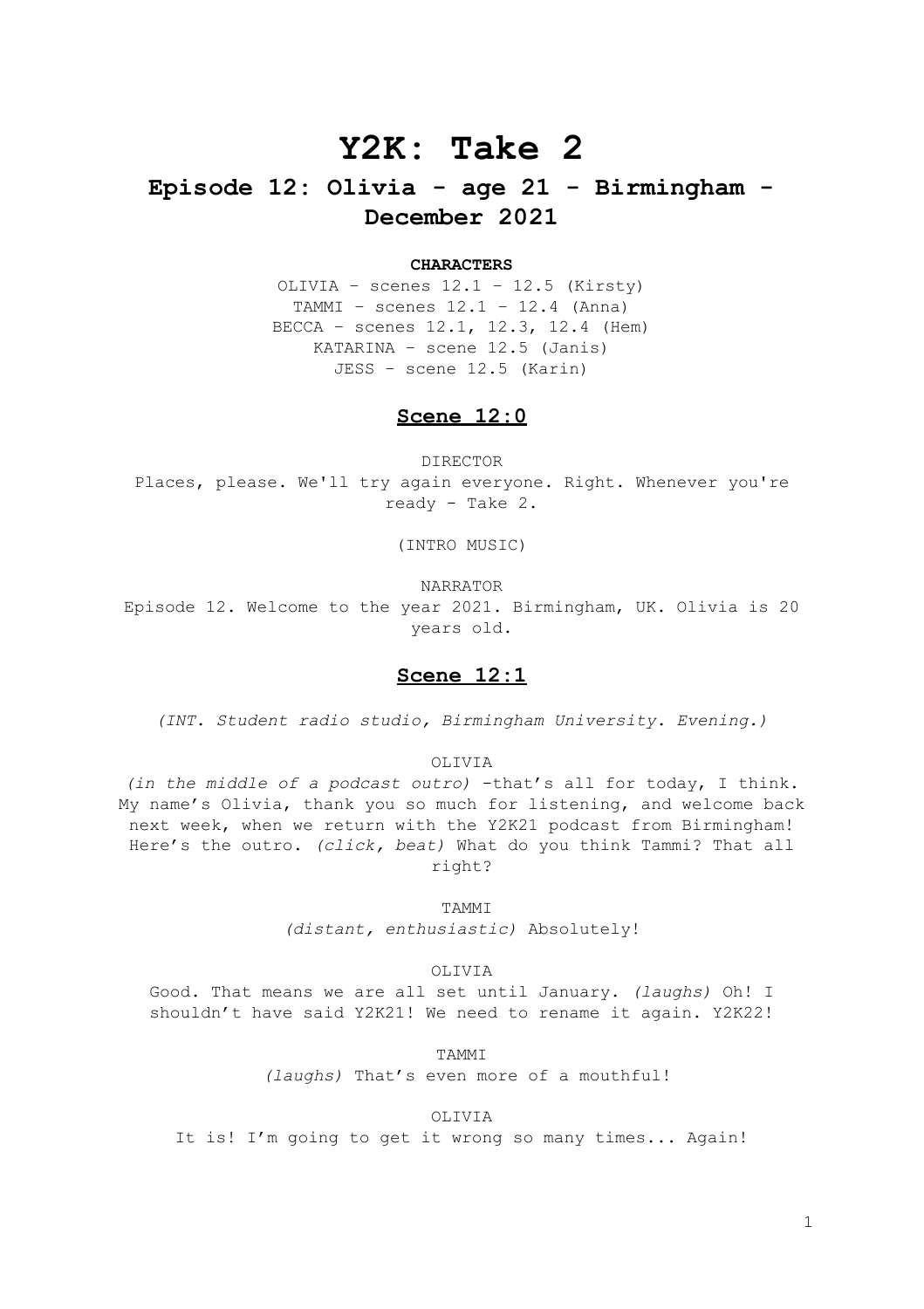# Y2K: Take 2

## Episode 12: Olivia - age 21 - Birmingham - December 2021

**CHARACTERS**

OLIVIA – scenes 12.1 – 12.5 (Kirsty)
TAMMI – scenes 12.1 – 12.4 (Anna)
BECCA – scenes 12.1, 12.3, 12.4 (Hem)
KATARINA – scene 12.5 (Janis)
JESS – scene 12.5 (Karin)

### Scene 12:0

DIRECTOR

Places, please. We'll try again everyone. Right. Whenever you're ready - Take 2.

(INTRO MUSIC)

NARRATOR

Episode 12. Welcome to the year 2021. Birmingham, UK. Olivia is 20 years old.

### Scene 12:1

*(INT. Student radio studio, Birmingham University. Evening.)*

OLIVIA

*(in the middle of a podcast outro)* -that's all for today, I think. My name's Olivia, thank you so much for listening, and welcome back next week, when we return with the Y2K21 podcast from Birmingham! Here's the outro. *(click, beat)* What do you think Tammi? That all right?

TAMMI

*(distant, enthusiastic)* Absolutely!

OLIVIA

Good. That means we are all set until January. *(laughs)* Oh! I shouldn't have said Y2K21! We need to rename it again. Y2K22!

TAMMI

*(laughs)* That's even more of a mouthful!

OLIVIA

It is! I'm going to get it wrong so many times... Again!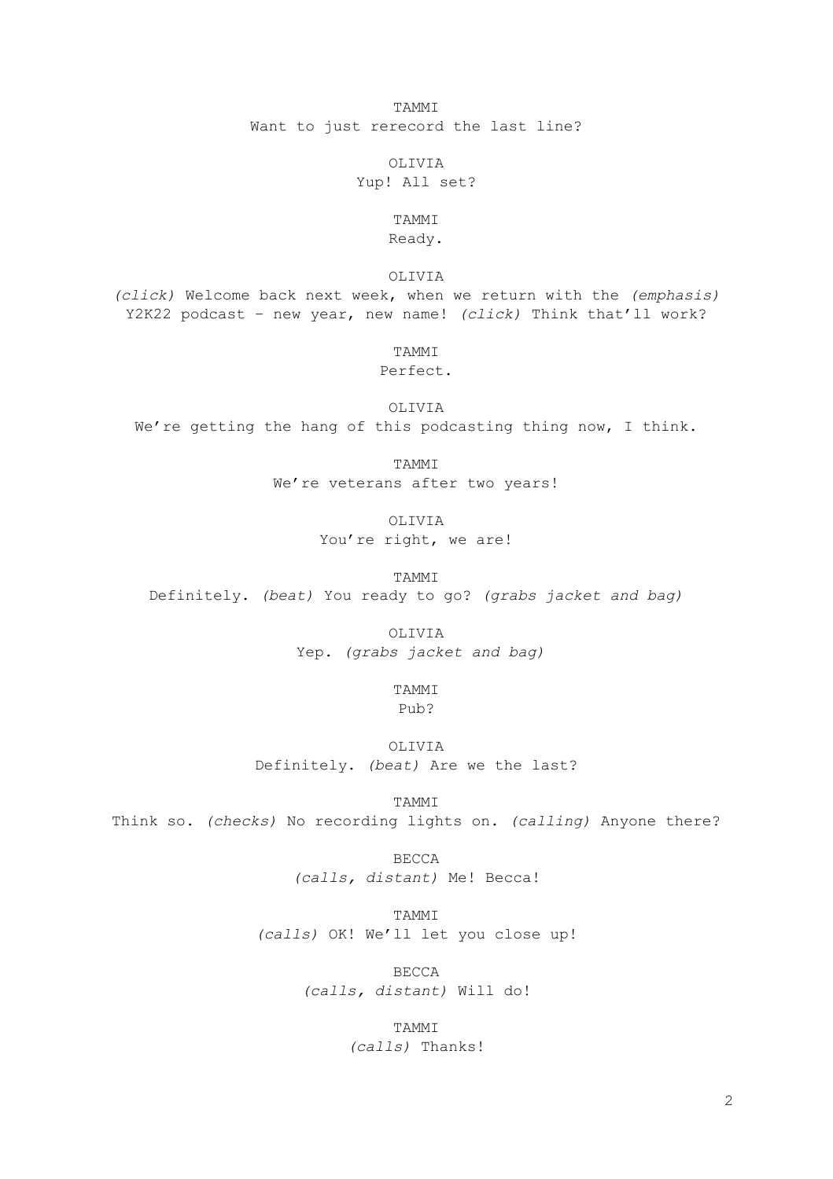TAMMI

Want to just rerecord the last line?

OLIVIA

Yup! All set?

TAMMI

Ready.

OLIVIA

*(click)* Welcome back next week, when we return with the *(emphasis)* Y2K22 podcast – new year, new name! *(click)* Think that'll work?

TAMMI

Perfect.

OLIVIA

We're getting the hang of this podcasting thing now, I think.

TAMMI

We're veterans after two years!

OLIVIA

You're right, we are!

TAMMI

Definitely. *(beat)* You ready to go? *(grabs jacket and bag)*

OLIVIA

Yep. *(grabs jacket and bag)*

TAMMI

Pub?

OLIVIA

Definitely. *(beat)* Are we the last?

TAMMI

Think so. *(checks)* No recording lights on. *(calling)* Anyone there?

BECCA

*(calls, distant)* Me! Becca!

TAMMI

*(calls)* OK! We'll let you close up!

BECCA

*(calls, distant)* Will do!

TAMMI

*(calls)* Thanks!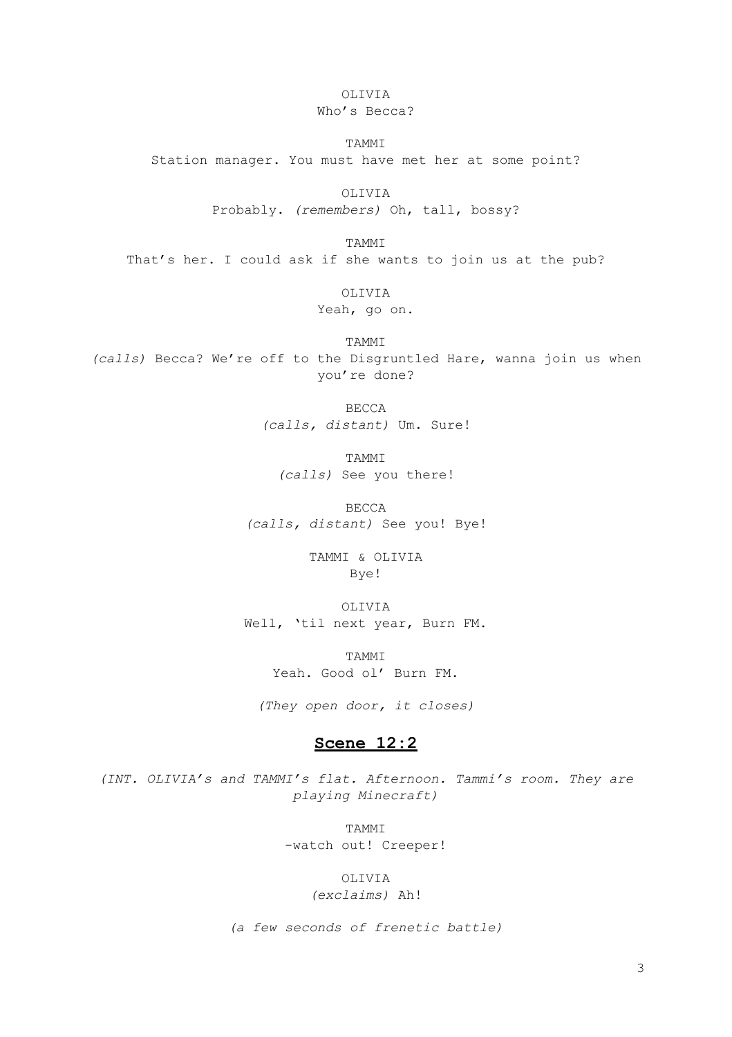OLIVIA
Who's Becca?

TAMMI
Station manager. You must have met her at some point?

OLIVIA
Probably. *(remembers)* Oh, tall, bossy?

TAMMI
That's her. I could ask if she wants to join us at the pub?

OLIVIA
Yeah, go on.

TAMMI
*(calls)* Becca? We're off to the Disgruntled Hare, wanna join us when you're done?

BECCA
*(calls, distant)* Um. Sure!

TAMMI
*(calls)* See you there!

BECCA
*(calls, distant)* See you! Bye!

TAMMI & OLIVIA
Bye!

OLIVIA
Well, 'til next year, Burn FM.

TAMMI
Yeah. Good ol' Burn FM.

*(They open door, it closes)*

## Scene 12:2

*(INT. OLIVIA's and TAMMI's flat. Afternoon. Tammi's room. They are playing Minecraft)*

TAMMI
-watch out! Creeper!

OLIVIA
*(exclaims)* Ah!

*(a few seconds of frenetic battle)*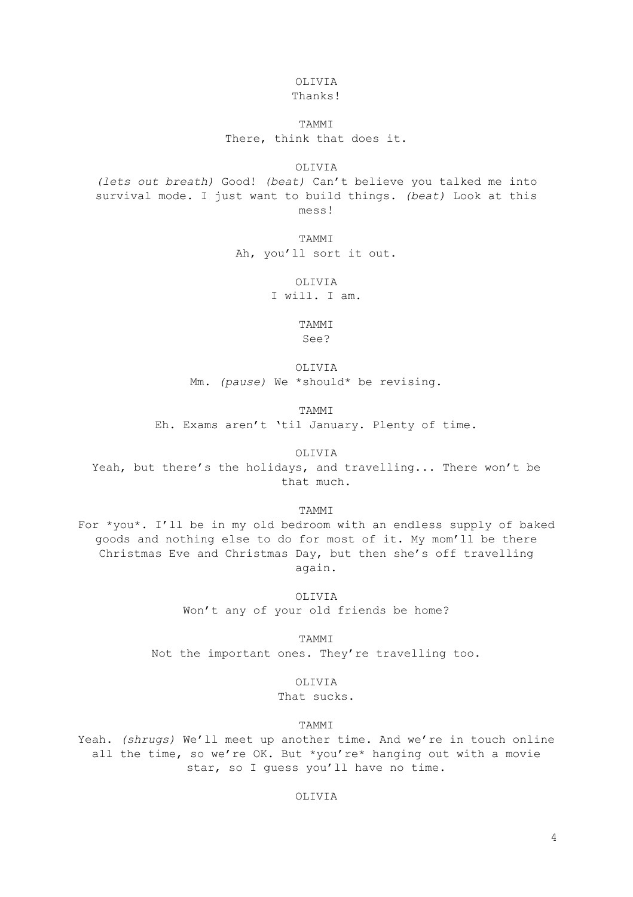OLIVIA
Thanks!

TAMMI
There, think that does it.

OLIVIA
*(lets out breath)* Good! *(beat)* Can't believe you talked me into survival mode. I just want to build things. *(beat)* Look at this mess!

TAMMI
Ah, you'll sort it out.

OLIVIA
I will. I am.

TAMMI
See?

OLIVIA
Mm. *(pause)* We *should* be revising.

TAMMI
Eh. Exams aren't 'til January. Plenty of time.

OLIVIA
Yeah, but there's the holidays, and travelling... There won't be that much.

TAMMI
For *you*. I'll be in my old bedroom with an endless supply of baked goods and nothing else to do for most of it. My mom'll be there Christmas Eve and Christmas Day, but then she's off travelling again.

OLIVIA
Won't any of your old friends be home?

TAMMI
Not the important ones. They're travelling too.

OLIVIA
That sucks.

TAMMI
Yeah. *(shrugs)* We'll meet up another time. And we're in touch online all the time, so we're OK. But *you're* hanging out with a movie star, so I guess you'll have no time.

OLIVIA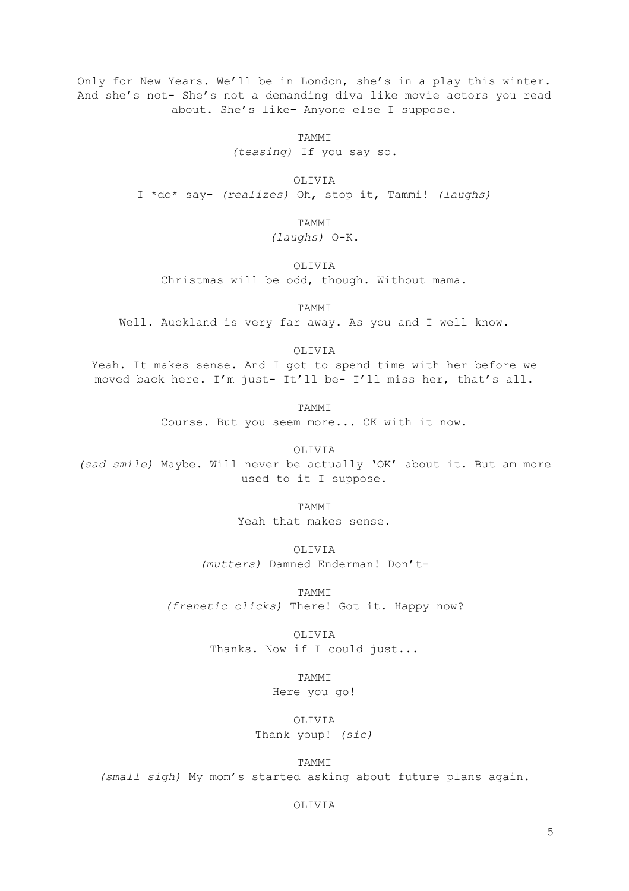Only for New Years. We'll be in London, she's in a play this winter. And she's not- She's not a demanding diva like movie actors you read about. She's like- Anyone else I suppose.

TAMMI
*(teasing)* If you say so.

OLIVIA
I *do* say- *(realizes)* Oh, stop it, Tammi! *(laughs)*

TAMMI
*(laughs)* O-K.

OLIVIA
Christmas will be odd, though. Without mama.

TAMMI
Well. Auckland is very far away. As you and I well know.

OLIVIA
Yeah. It makes sense. And I got to spend time with her before we moved back here. I'm just- It'll be- I'll miss her, that's all.

TAMMI
Course. But you seem more... OK with it now.

OLIVIA
*(sad smile)* Maybe. Will never be actually 'OK' about it. But am more used to it I suppose.

TAMMI
Yeah that makes sense.

OLIVIA
*(mutters)* Damned Enderman! Don't-

TAMMI
*(frenetic clicks)* There! Got it. Happy now?

OLIVIA
Thanks. Now if I could just...

TAMMI
Here you go!

OLIVIA
Thank youp! *(sic)*

TAMMI
*(small sigh)* My mom's started asking about future plans again.

OLIVIA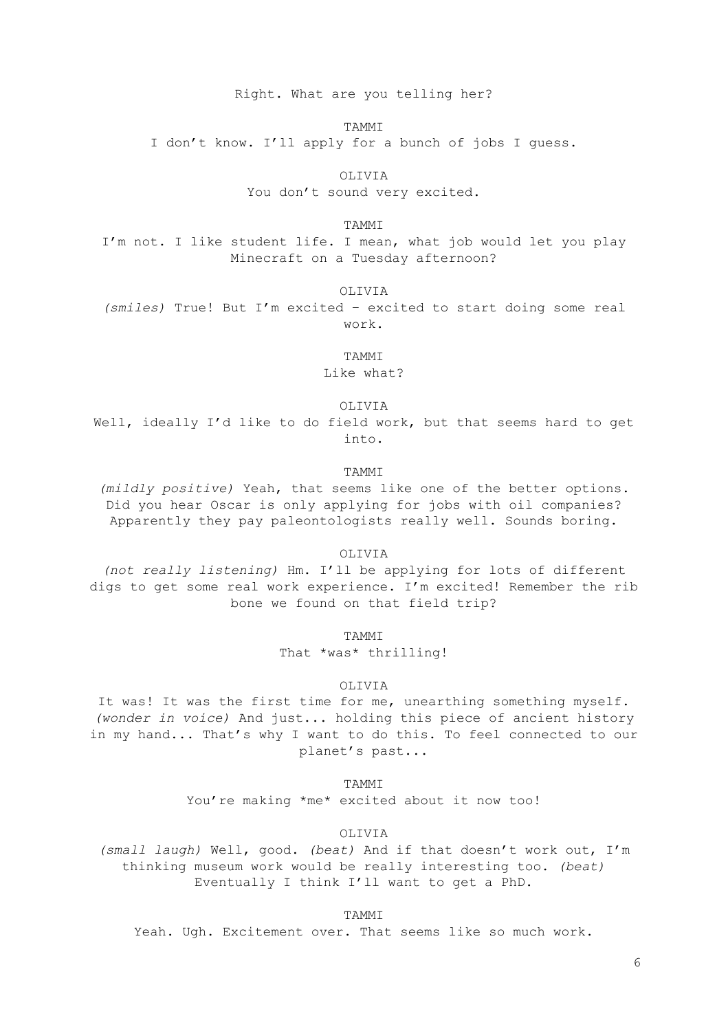Right. What are you telling her?

TAMMI

I don’t know. I’ll apply for a bunch of jobs I guess.

OLIVIA

You don’t sound very excited.

TAMMI

I’m not. I like student life. I mean, what job would let you play Minecraft on a Tuesday afternoon?

OLIVIA

*(smiles)* True! But I’m excited – excited to start doing some real work.

TAMMI

Like what?

OLIVIA

Well, ideally I’d like to do field work, but that seems hard to get into.

TAMMI

*(mildly positive)* Yeah, that seems like one of the better options. Did you hear Oscar is only applying for jobs with oil companies? Apparently they pay paleontologists really well. Sounds boring.

OLIVIA

*(not really listening)* Hm. I’ll be applying for lots of different digs to get some real work experience. I’m excited! Remember the rib bone we found on that field trip?

TAMMI

That *was* thrilling!

OLIVIA

It was! It was the first time for me, unearthing something myself. *(wonder in voice)* And just... holding this piece of ancient history in my hand... That’s why I want to do this. To feel connected to our planet’s past...

TAMMI

You’re making *me* excited about it now too!

OLIVIA

*(small laugh)* Well, good. *(beat)* And if that doesn’t work out, I’m thinking museum work would be really interesting too. *(beat)* Eventually I think I’ll want to get a PhD.

TAMMI

Yeah. Ugh. Excitement over. That seems like so much work.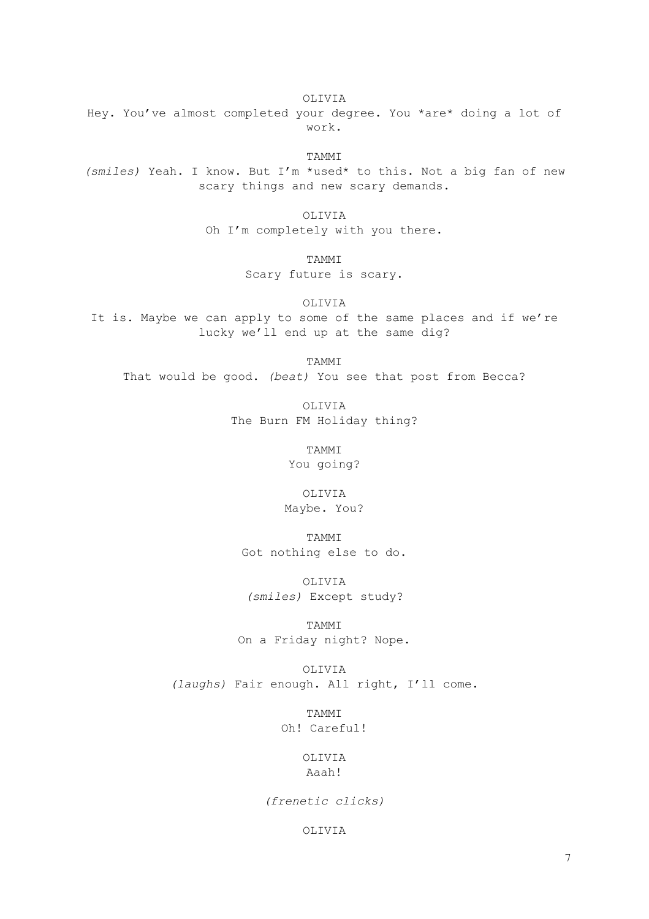OLIVIA

Hey. You've almost completed your degree. You *are* doing a lot of work.

TAMMI

*(smiles)* Yeah. I know. But I'm *used* to this. Not a big fan of new scary things and new scary demands.

OLIVIA

Oh I'm completely with you there.

TAMMI

Scary future is scary.

OLIVIA

It is. Maybe we can apply to some of the same places and if we're lucky we'll end up at the same dig?

TAMMI

That would be good. *(beat)* You see that post from Becca?

OLIVIA

The Burn FM Holiday thing?

TAMMI

You going?

OLIVIA

Maybe. You?

TAMMI

Got nothing else to do.

OLIVIA

*(smiles)* Except study?

TAMMI

On a Friday night? Nope.

OLIVIA

*(laughs)* Fair enough. All right, I'll come.

TAMMI

Oh! Careful!

OLIVIA

Aaah!

*(frenetic clicks)*

OLIVIA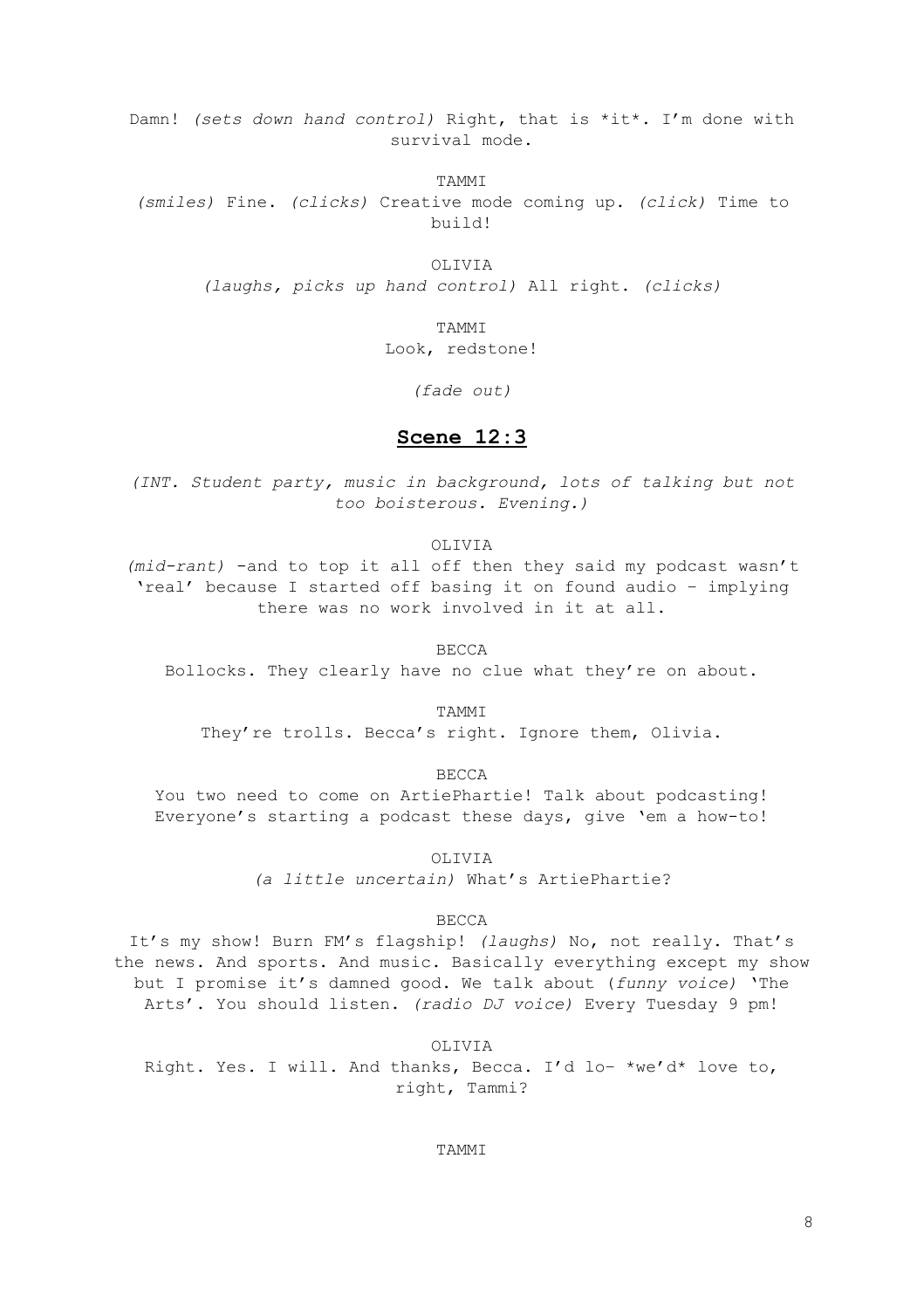Damn! *(sets down hand control)* Right, that is *it*. I'm done with survival mode.

TAMMI

*(smiles)* Fine. *(clicks)* Creative mode coming up. *(click)* Time to build!

OLIVIA

*(laughs, picks up hand control)* All right. *(clicks)*

TAMMI

Look, redstone!

*(fade out)*

## **Scene 12:3**

*(INT. Student party, music in background, lots of talking but not too boisterous. Evening.)*

OLIVIA

*(mid-rant)* -and to top it all off then they said my podcast wasn't 'real' because I started off basing it on found audio – implying there was no work involved in it at all.

BECCA

Bollocks. They clearly have no clue what they're on about.

TAMMI

They're trolls. Becca's right. Ignore them, Olivia.

BECCA

You two need to come on ArtiePhartie! Talk about podcasting! Everyone's starting a podcast these days, give 'em a how-to!

OLIVIA

*(a little uncertain)* What's ArtiePhartie?

BECCA

It's my show! Burn FM's flagship! *(laughs)* No, not really. That's the news. And sports. And music. Basically everything except my show but I promise it's damned good. We talk about (*funny voice)* 'The Arts'. You should listen. *(radio DJ voice)* Every Tuesday 9 pm!

OLIVIA

Right. Yes. I will. And thanks, Becca. I'd lo– *we'd* love to, right, Tammi?

TAMMI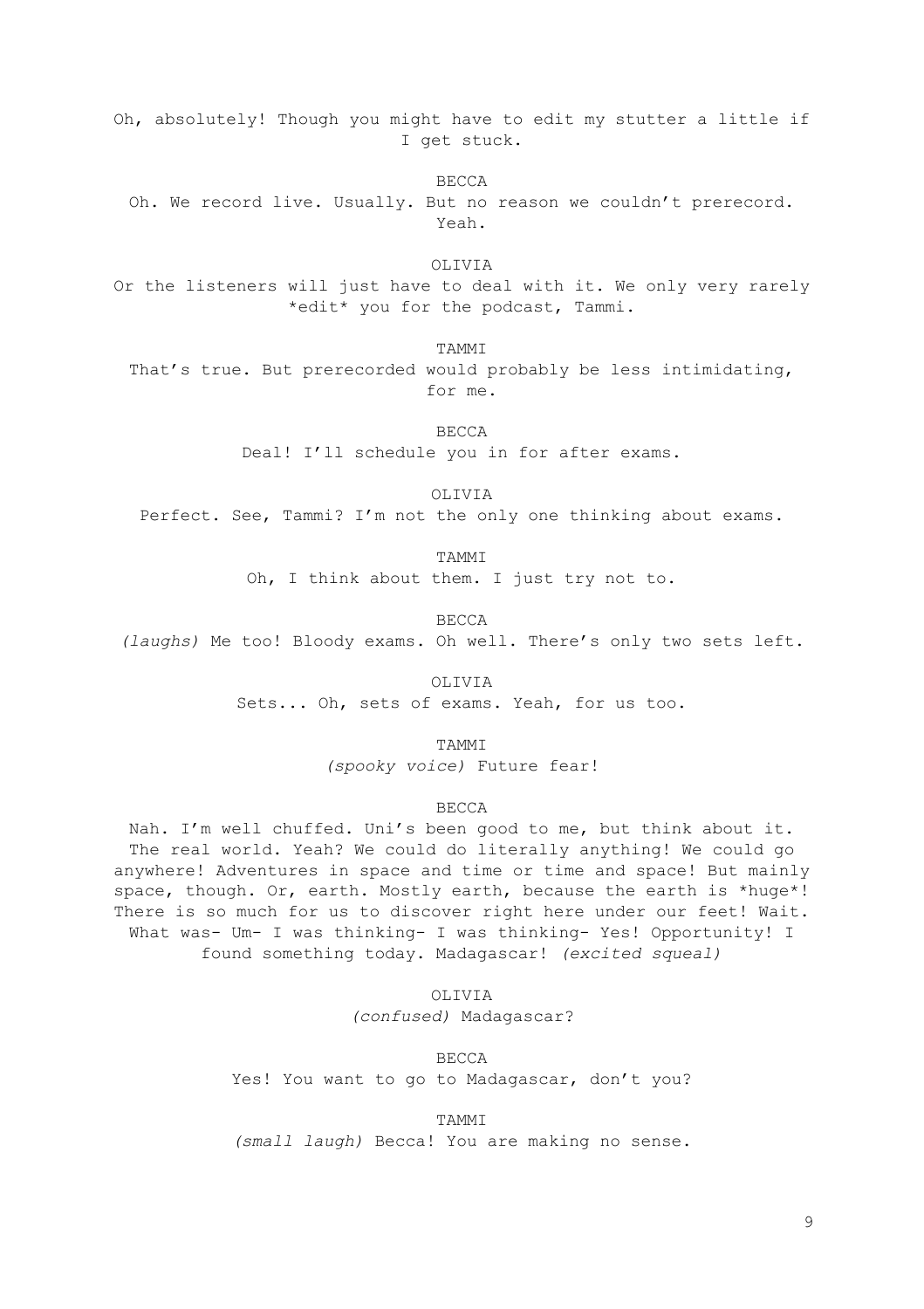Oh, absolutely! Though you might have to edit my stutter a little if I get stuck.

BECCA

Oh. We record live. Usually. But no reason we couldn't prerecord. Yeah.

OLIVIA

Or the listeners will just have to deal with it. We only very rarely *edit* you for the podcast, Tammi.

TAMMI

That's true. But prerecorded would probably be less intimidating, for me.

BECCA

Deal! I'll schedule you in for after exams.

OLIVIA

Perfect. See, Tammi? I'm not the only one thinking about exams.

TAMMI

Oh, I think about them. I just try not to.

BECCA

*(laughs)* Me too! Bloody exams. Oh well. There's only two sets left.

OLIVIA

Sets... Oh, sets of exams. Yeah, for us too.

TAMMI

*(spooky voice)* Future fear!

BECCA

Nah. I'm well chuffed. Uni's been good to me, but think about it. The real world. Yeah? We could do literally anything! We could go anywhere! Adventures in space and time or time and space! But mainly space, though. Or, earth. Mostly earth, because the earth is *huge*! There is so much for us to discover right here under our feet! Wait. What was- Um- I was thinking- I was thinking- Yes! Opportunity! I found something today. Madagascar! *(excited squeal)*

OLIVIA

*(confused)* Madagascar?

BECCA

Yes! You want to go to Madagascar, don't you?

TAMMI

*(small laugh)* Becca! You are making no sense.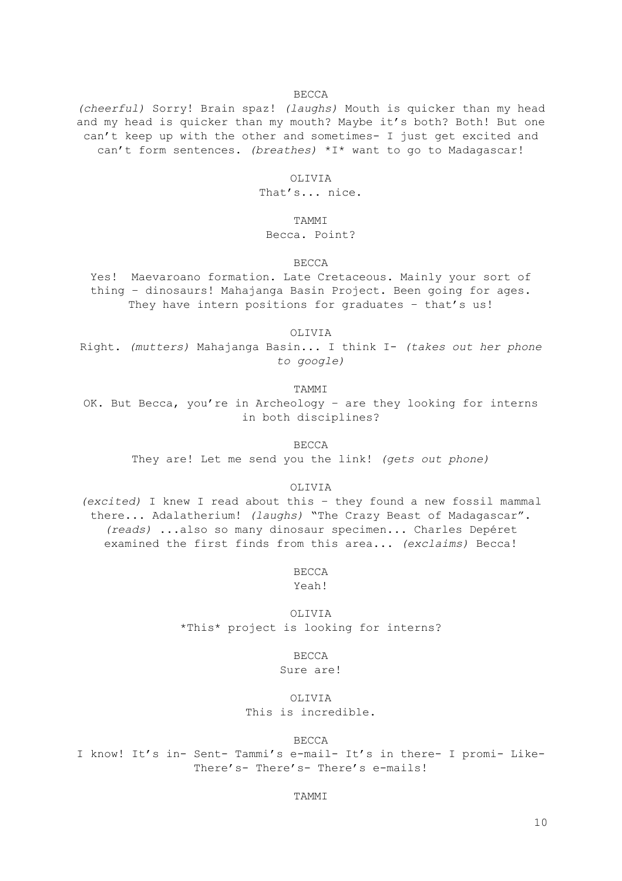BECCA

*(cheerful)* Sorry! Brain spaz! *(laughs)* Mouth is quicker than my head and my head is quicker than my mouth? Maybe it's both? Both! But one can't keep up with the other and sometimes- I just get excited and can't form sentences. *(breathes)* *I* want to go to Madagascar!

OLIVIA

That's... nice.

TAMMI

Becca. Point?

BECCA

Yes! Maevaroano formation. Late Cretaceous. Mainly your sort of thing – dinosaurs! Mahajanga Basin Project. Been going for ages. They have intern positions for graduates – that's us!

OLIVIA

Right. *(mutters)* Mahajanga Basin... I think I- *(takes out her phone to google)*

TAMMI

OK. But Becca, you're in Archeology – are they looking for interns in both disciplines?

BECCA

They are! Let me send you the link! *(gets out phone)*

OLIVIA

*(excited)* I knew I read about this – they found a new fossil mammal there... Adalatherium! *(laughs)* "The Crazy Beast of Madagascar". *(reads)* ...also so many dinosaur specimen... Charles Depéret examined the first finds from this area... *(exclaims)* Becca!

BECCA

Yeah!

OLIVIA

*This* project is looking for interns?

BECCA

Sure are!

OLIVIA

This is incredible.

BECCA

I know! It's in- Sent- Tammi's e-mail- It's in there- I promi- Like- There's- There's- There's e-mails!

TAMMI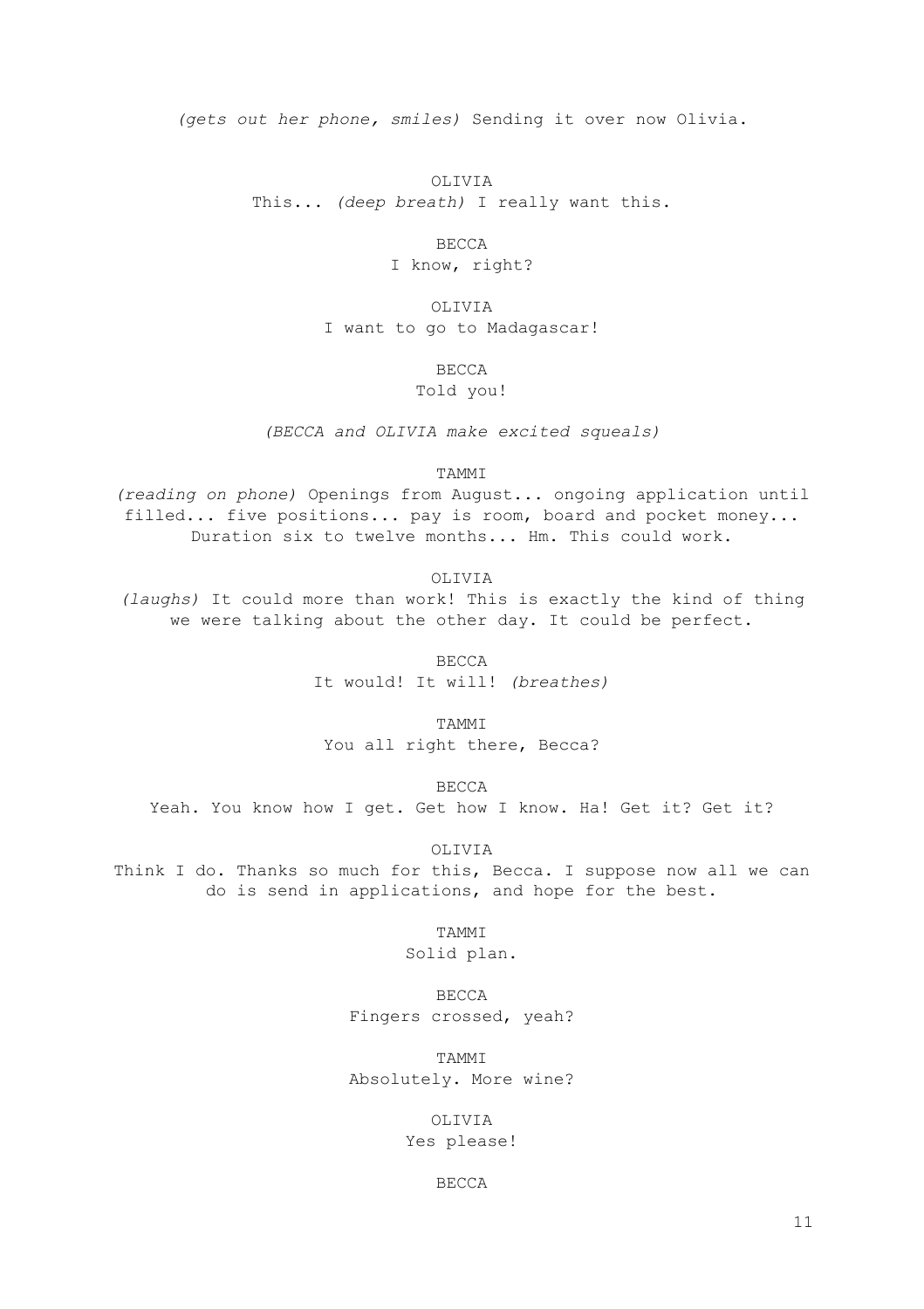*(gets out her phone, smiles)* Sending it over now Olivia.

OLIVIA

This... *(deep breath)* I really want this.

BECCA

I know, right?

OLIVIA

I want to go to Madagascar!

BECCA

Told you!

*(BECCA and OLIVIA make excited squeals)*

TAMMI

*(reading on phone)* Openings from August... ongoing application until filled... five positions... pay is room, board and pocket money... Duration six to twelve months... Hm. This could work.

OLIVIA

*(laughs)* It could more than work! This is exactly the kind of thing we were talking about the other day. It could be perfect.

BECCA

It would! It will! *(breathes)*

TAMMI

You all right there, Becca?

BECCA

Yeah. You know how I get. Get how I know. Ha! Get it? Get it?

OLIVIA

Think I do. Thanks so much for this, Becca. I suppose now all we can do is send in applications, and hope for the best.

TAMMI

Solid plan.

BECCA

Fingers crossed, yeah?

TAMMI

Absolutely. More wine?

OLIVIA

Yes please!

BECCA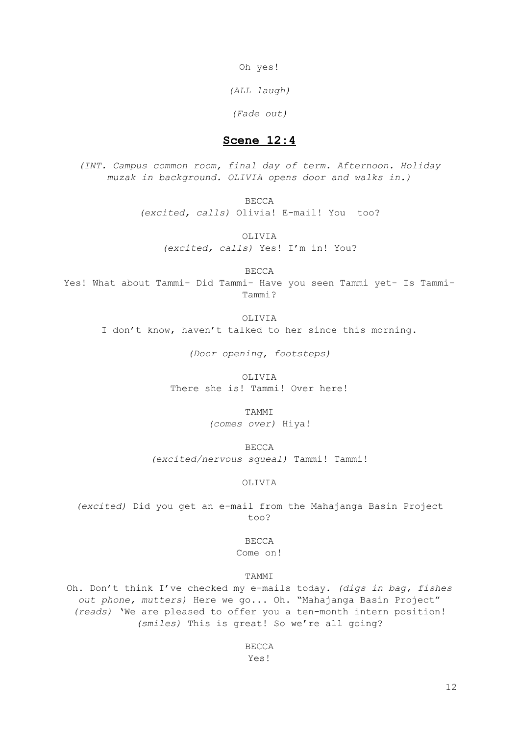Oh yes!

*(ALL laugh)*

*(Fade out)*

## Scene 12:4

*(INT. Campus common room, final day of term. Afternoon. Holiday muzak in background. OLIVIA opens door and walks in.)*

BECCA
*(excited, calls)* Olivia! E-mail! You too?

OLIVIA
*(excited, calls)* Yes! I'm in! You?

BECCA
Yes! What about Tammi- Did Tammi- Have you seen Tammi yet- Is Tammi- Tammi?

OLIVIA
I don't know, haven't talked to her since this morning.

*(Door opening, footsteps)*

OLIVIA
There she is! Tammi! Over here!

TAMMI
*(comes over)* Hiya!

BECCA
*(excited/nervous squeal)* Tammi! Tammi!

OLIVIA
*(excited)* Did you get an e-mail from the Mahajanga Basin Project too?

BECCA
Come on!

TAMMI
Oh. Don't think I've checked my e-mails today. *(digs in bag, fishes out phone, mutters)* Here we go... Oh. "Mahajanga Basin Project" *(reads)* 'We are pleased to offer you a ten-month intern position! *(smiles)* This is great! So we're all going?

BECCA
Yes!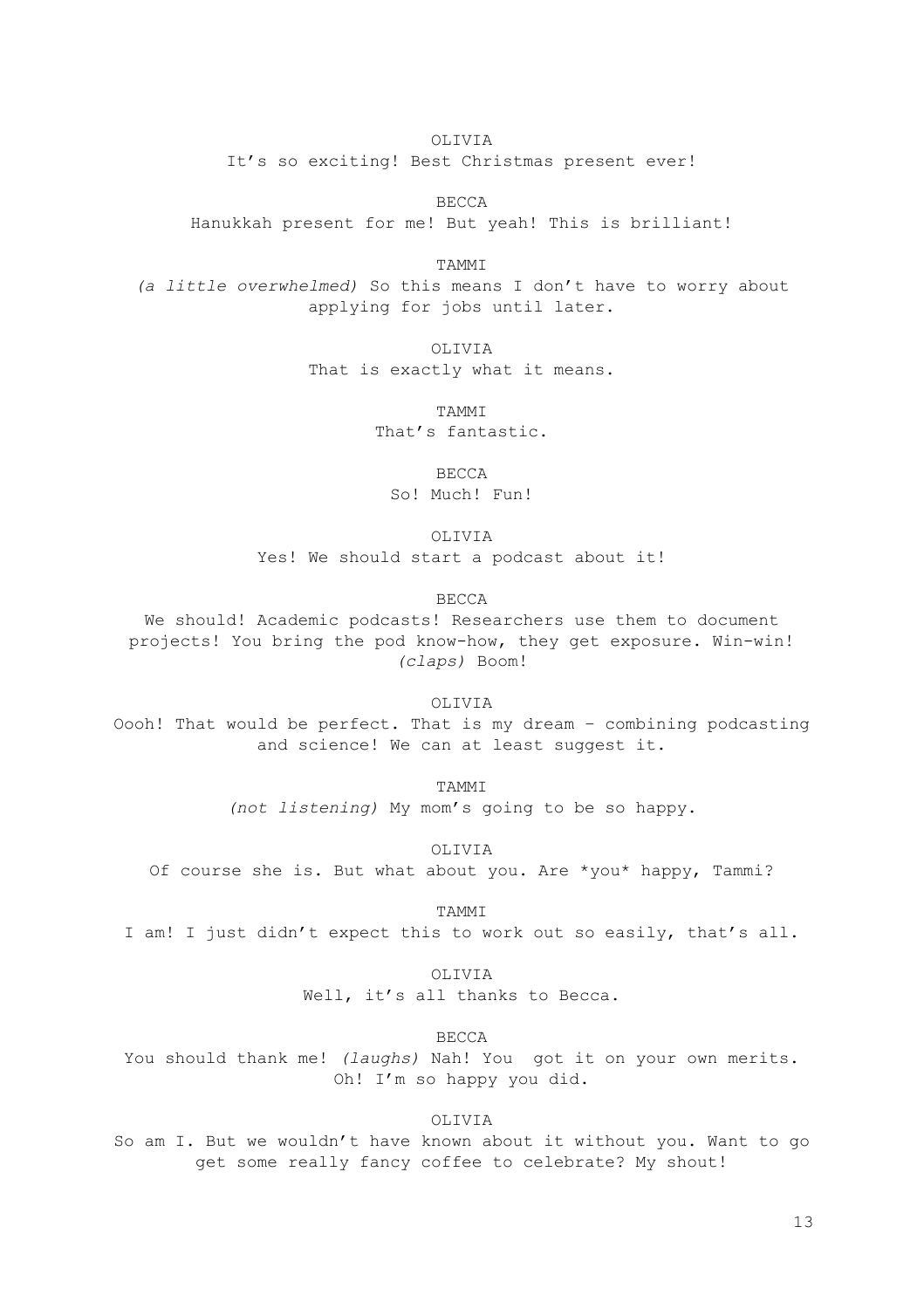OLIVIA

It's so exciting! Best Christmas present ever!

BECCA

Hanukkah present for me! But yeah! This is brilliant!

TAMMI

*(a little overwhelmed)* So this means I don't have to worry about applying for jobs until later.

OLIVIA

That is exactly what it means.

TAMMI

That's fantastic.

BECCA

So! Much! Fun!

OLIVIA

Yes! We should start a podcast about it!

BECCA

We should! Academic podcasts! Researchers use them to document projects! You bring the pod know-how, they get exposure. Win-win! *(claps)* Boom!

OLIVIA

Oooh! That would be perfect. That is my dream – combining podcasting and science! We can at least suggest it.

TAMMI

*(not listening)* My mom's going to be so happy.

OLIVIA

Of course she is. But what about you. Are *you* happy, Tammi?

TAMMI

I am! I just didn't expect this to work out so easily, that's all.

OLIVIA

Well, it's all thanks to Becca.

BECCA

You should thank me! *(laughs)* Nah! You got it on your own merits. Oh! I'm so happy you did.

OLIVIA

So am I. But we wouldn't have known about it without you. Want to go get some really fancy coffee to celebrate? My shout!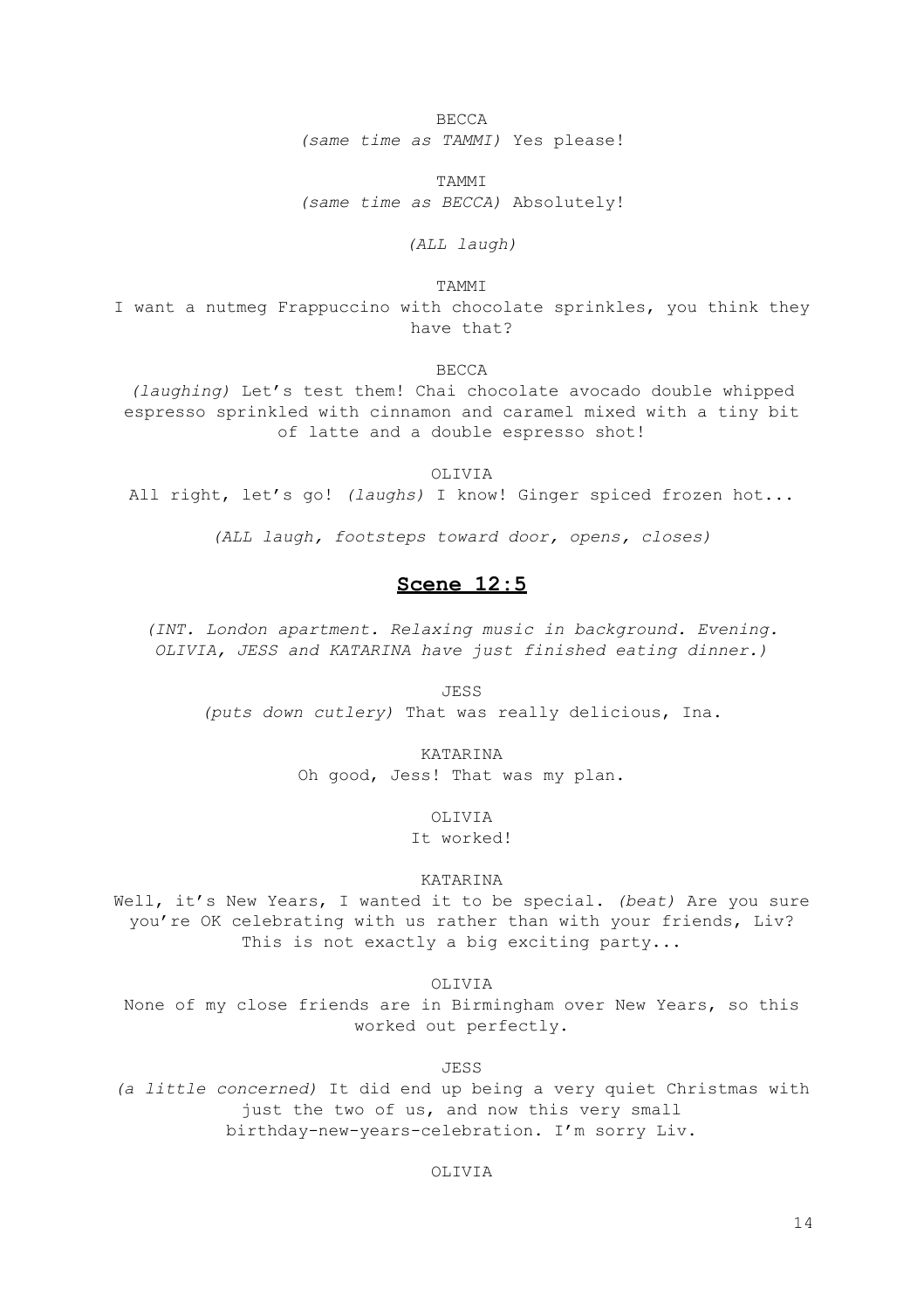BECCA

*(same time as TAMMI)* Yes please!

TAMMI

*(same time as BECCA)* Absolutely!

*(ALL laugh)*

TAMMI

I want a nutmeg Frappuccino with chocolate sprinkles, you think they have that?

BECCA

*(laughing)* Let's test them! Chai chocolate avocado double whipped espresso sprinkled with cinnamon and caramel mixed with a tiny bit of latte and a double espresso shot!

OLIVIA

All right, let's go! *(laughs)* I know! Ginger spiced frozen hot...

*(ALL laugh, footsteps toward door, opens, closes)*

## **Scene 12:5**

*(INT. London apartment. Relaxing music in background. Evening. OLIVIA, JESS and KATARINA have just finished eating dinner.)*

JESS

*(puts down cutlery)* That was really delicious, Ina.

KATARINA

Oh good, Jess! That was my plan.

OLIVIA

It worked!

KATARINA

Well, it's New Years, I wanted it to be special. *(beat)* Are you sure you're OK celebrating with us rather than with your friends, Liv? This is not exactly a big exciting party...

OLIVIA

None of my close friends are in Birmingham over New Years, so this worked out perfectly.

JESS

*(a little concerned)* It did end up being a very quiet Christmas with just the two of us, and now this very small birthday-new-years-celebration. I'm sorry Liv.

OLIVIA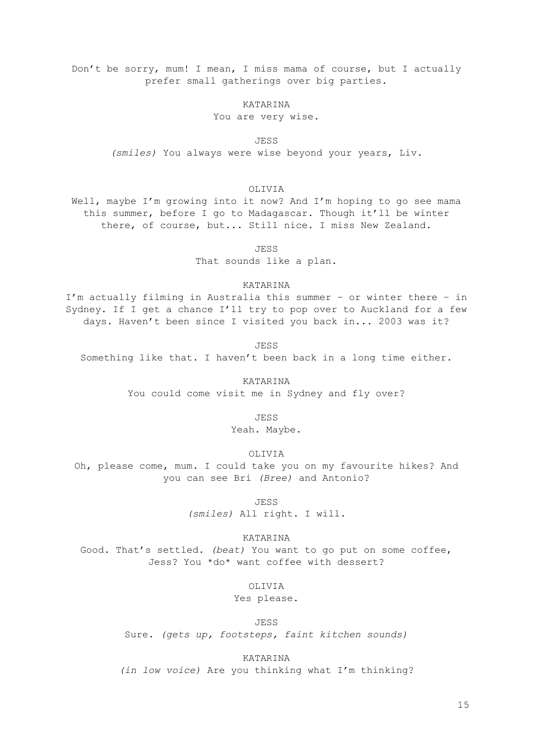Don't be sorry, mum! I mean, I miss mama of course, but I actually prefer small gatherings over big parties.

KATARINA

You are very wise.

JESS

*(smiles)* You always were wise beyond your years, Liv.

OLIVIA

Well, maybe I'm growing into it now? And I'm hoping to go see mama this summer, before I go to Madagascar. Though it'll be winter there, of course, but... Still nice. I miss New Zealand.

JESS

That sounds like a plan.

KATARINA

I'm actually filming in Australia this summer – or winter there – in Sydney. If I get a chance I'll try to pop over to Auckland for a few days. Haven't been since I visited you back in... 2003 was it?

JESS

Something like that. I haven't been back in a long time either.

KATARINA

You could come visit me in Sydney and fly over?

JESS

Yeah. Maybe.

OLIVIA

Oh, please come, mum. I could take you on my favourite hikes? And you can see Bri *(Bree)* and Antonio?

JESS

*(smiles)* All right. I will.

KATARINA

Good. That's settled. *(beat)* You want to go put on some coffee, Jess? You *do* want coffee with dessert?

OLIVIA

Yes please.

JESS

Sure. *(gets up, footsteps, faint kitchen sounds)*

KATARINA

*(in low voice)* Are you thinking what I'm thinking?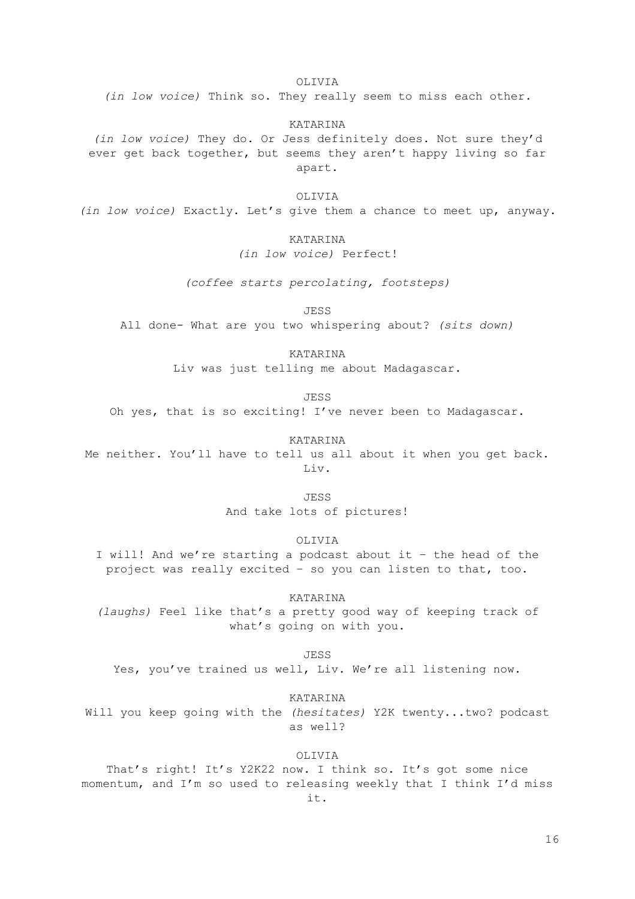OLIVIA

*(in low voice)* Think so. They really seem to miss each other.

KATARINA

*(in low voice)* They do. Or Jess definitely does. Not sure they'd ever get back together, but seems they aren't happy living so far apart.

OLIVIA

*(in low voice)* Exactly. Let's give them a chance to meet up, anyway.

KATARINA

*(in low voice)* Perfect!

*(coffee starts percolating, footsteps)*

JESS

All done- What are you two whispering about? *(sits down)*

KATARINA

Liv was just telling me about Madagascar.

JESS

Oh yes, that is so exciting! I've never been to Madagascar.

KATARINA

Me neither. You'll have to tell us all about it when you get back. Liv.

JESS

And take lots of pictures!

OLIVIA

I will! And we're starting a podcast about it – the head of the project was really excited – so you can listen to that, too.

KATARINA

*(laughs)* Feel like that's a pretty good way of keeping track of what's going on with you.

JESS

Yes, you've trained us well, Liv. We're all listening now.

KATARINA

Will you keep going with the *(hesitates)* Y2K twenty...two? podcast as well?

OLIVIA

That's right! It's Y2K22 now. I think so. It's got some nice momentum, and I'm so used to releasing weekly that I think I'd miss it.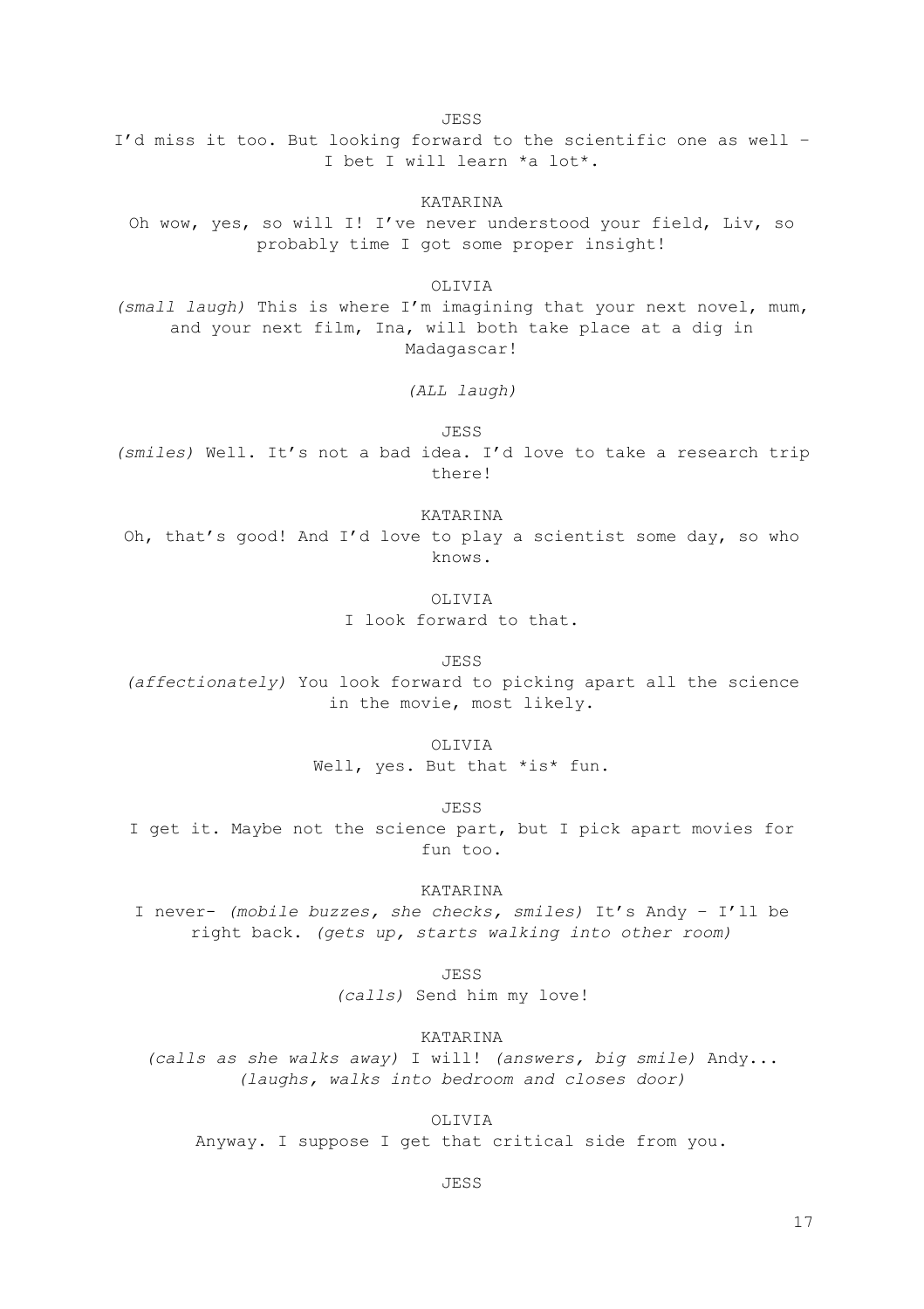JESS

I'd miss it too. But looking forward to the scientific one as well – I bet I will learn *a lot*.

KATARINA

Oh wow, yes, so will I! I've never understood your field, Liv, so probably time I got some proper insight!

OLIVIA

*(small laugh)* This is where I'm imagining that your next novel, mum, and your next film, Ina, will both take place at a dig in Madagascar!

*(ALL laugh)*

JESS

*(smiles)* Well. It's not a bad idea. I'd love to take a research trip there!

KATARINA

Oh, that's good! And I'd love to play a scientist some day, so who knows.

OLIVIA

I look forward to that.

JESS

*(affectionately)* You look forward to picking apart all the science in the movie, most likely.

OLIVIA

Well, yes. But that *is* fun.

JESS

I get it. Maybe not the science part, but I pick apart movies for fun too.

KATARINA

I never- *(mobile buzzes, she checks, smiles)* It's Andy – I'll be right back. *(gets up, starts walking into other room)*

JESS

*(calls)* Send him my love!

KATARINA

*(calls as she walks away)* I will! *(answers, big smile)* Andy... *(laughs, walks into bedroom and closes door)*

OLIVIA

Anyway. I suppose I get that critical side from you.

JESS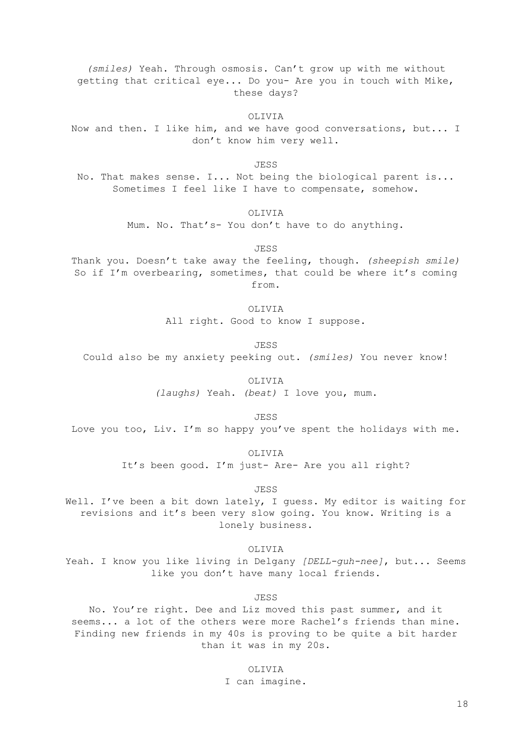*(smiles)* Yeah. Through osmosis. Can't grow up with me without getting that critical eye... Do you- Are you in touch with Mike, these days?

OLIVIA

Now and then. I like him, and we have good conversations, but... I don't know him very well.

JESS

No. That makes sense. I... Not being the biological parent is... Sometimes I feel like I have to compensate, somehow.

OLIVIA

Mum. No. That's- You don't have to do anything.

JESS

Thank you. Doesn't take away the feeling, though. *(sheepish smile)* So if I'm overbearing, sometimes, that could be where it's coming from.

OLIVIA

All right. Good to know I suppose.

JESS

Could also be my anxiety peeking out. *(smiles)* You never know!

OLIVIA

*(laughs)* Yeah. *(beat)* I love you, mum.

JESS

Love you too, Liv. I'm so happy you've spent the holidays with me.

OLIVIA

It's been good. I'm just- Are- Are you all right?

JESS

Well. I've been a bit down lately, I guess. My editor is waiting for revisions and it's been very slow going. You know. Writing is a lonely business.

OLIVIA

Yeah. I know you like living in Delgany *[DELL-guh-nee]*, but... Seems like you don't have many local friends.

JESS

No. You're right. Dee and Liz moved this past summer, and it seems... a lot of the others were more Rachel's friends than mine. Finding new friends in my 40s is proving to be quite a bit harder than it was in my 20s.

OLIVIA

I can imagine.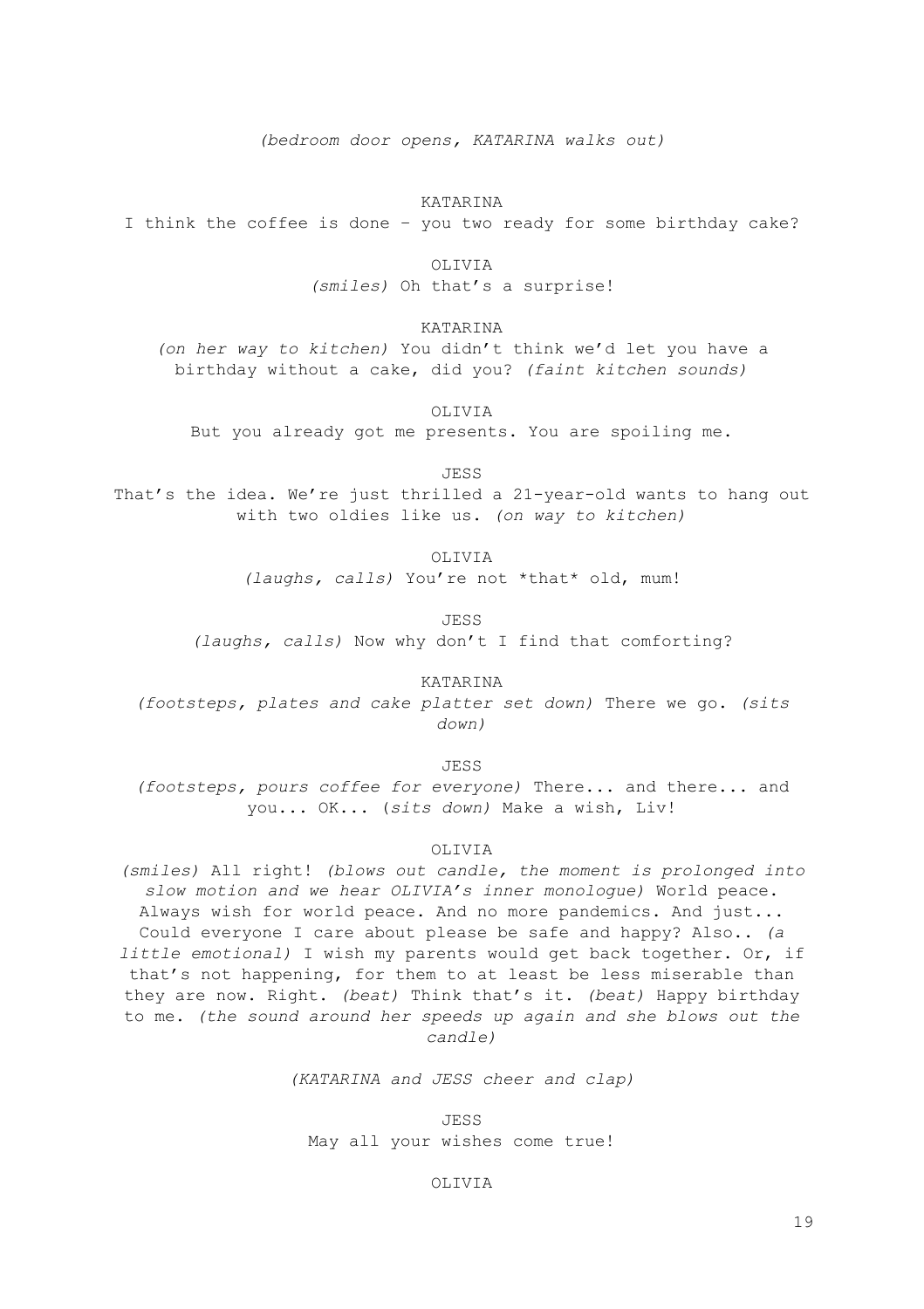*(bedroom door opens, KATARINA walks out)*

KATARINA

I think the coffee is done – you two ready for some birthday cake?

OLIVIA

*(smiles)* Oh that's a surprise!

KATARINA

*(on her way to kitchen)* You didn't think we'd let you have a birthday without a cake, did you? *(faint kitchen sounds)*

OLIVIA

But you already got me presents. You are spoiling me.

JESS

That's the idea. We're just thrilled a 21-year-old wants to hang out with two oldies like us. *(on way to kitchen)*

OLIVIA

*(laughs, calls)* You're not *that* old, mum!

JESS

*(laughs, calls)* Now why don't I find that comforting?

KATARINA

*(footsteps, plates and cake platter set down)* There we go. *(sits down)*

JESS

*(footsteps, pours coffee for everyone)* There... and there... and you... OK... (*sits down)* Make a wish, Liv!

OLIVIA

*(smiles)* All right! *(blows out candle, the moment is prolonged into slow motion and we hear OLIVIA's inner monologue)* World peace. Always wish for world peace. And no more pandemics. And just... Could everyone I care about please be safe and happy? Also.. *(a little emotional)* I wish my parents would get back together. Or, if that's not happening, for them to at least be less miserable than they are now. Right. *(beat)* Think that's it. *(beat)* Happy birthday to me. *(the sound around her speeds up again and she blows out the candle)*

*(KATARINA and JESS cheer and clap)*

JESS

May all your wishes come true!

OLIVIA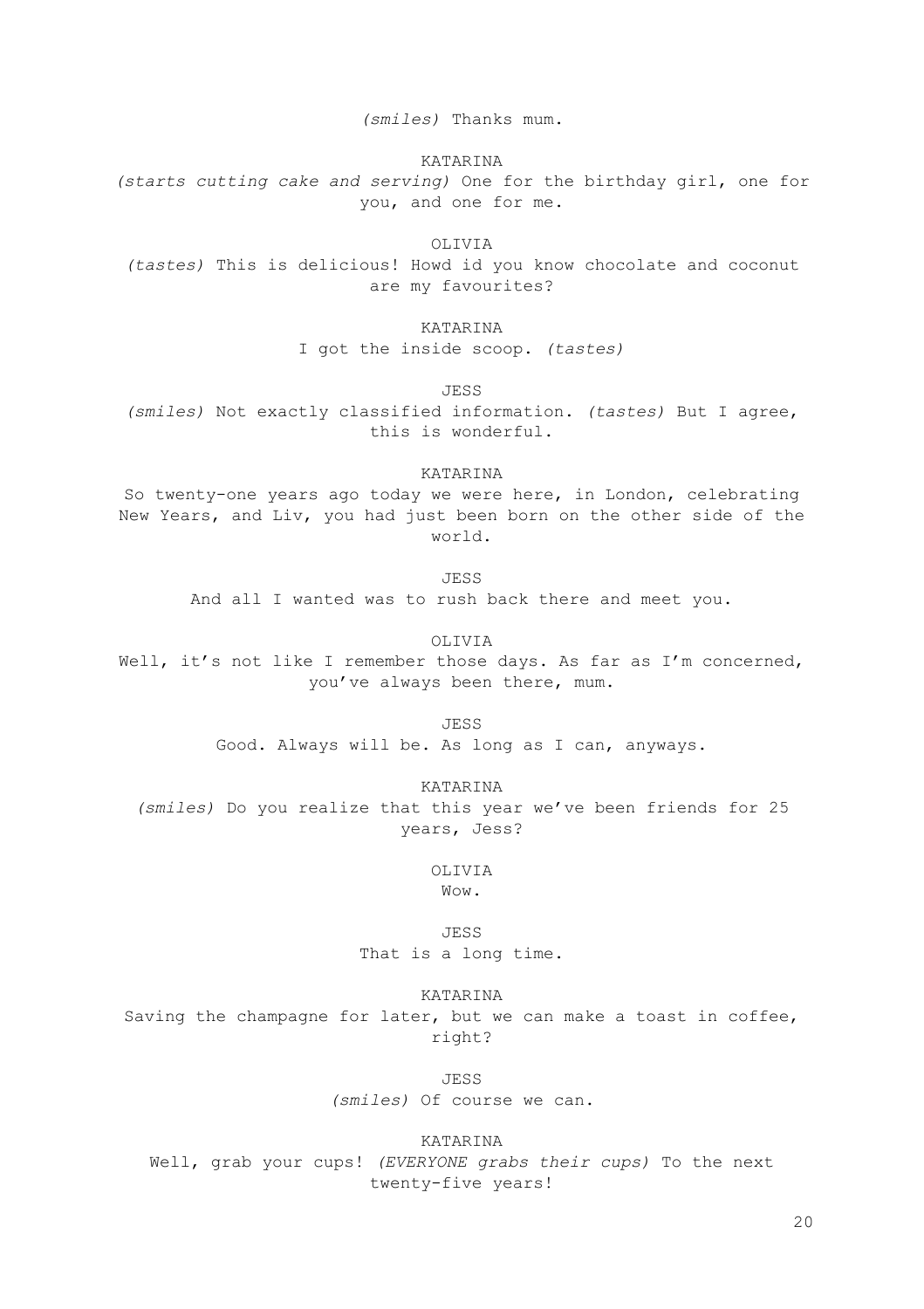*(smiles)* Thanks mum.

KATARINA

*(starts cutting cake and serving)* One for the birthday girl, one for you, and one for me.

OLIVIA

*(tastes)* This is delicious! Howd id you know chocolate and coconut are my favourites?

KATARINA

I got the inside scoop. *(tastes)*

JESS

*(smiles)* Not exactly classified information. *(tastes)* But I agree, this is wonderful.

KATARINA

So twenty-one years ago today we were here, in London, celebrating New Years, and Liv, you had just been born on the other side of the world.

JESS

And all I wanted was to rush back there and meet you.

OLIVIA

Well, it's not like I remember those days. As far as I'm concerned, you've always been there, mum.

JESS

Good. Always will be. As long as I can, anyways.

KATARINA

*(smiles)* Do you realize that this year we've been friends for 25 years, Jess?

OLIVIA

Wow.

JESS

That is a long time.

KATARINA

Saving the champagne for later, but we can make a toast in coffee, right?

JESS

*(smiles)* Of course we can.

KATARINA

Well, grab your cups! *(EVERYONE grabs their cups)* To the next twenty-five years!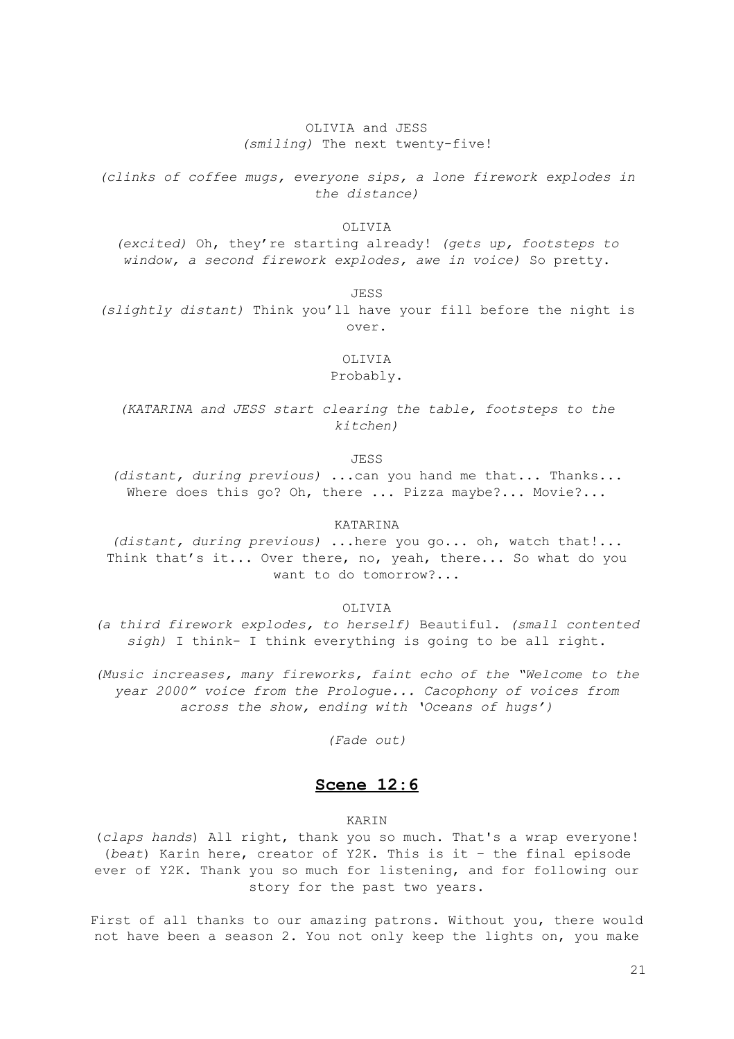OLIVIA and JESS
*(smiling)* The next twenty-five!

*(clinks of coffee mugs, everyone sips, a lone firework explodes in the distance)*

OLIVIA
*(excited)* Oh, they're starting already! *(gets up, footsteps to window, a second firework explodes, awe in voice)* So pretty.

JESS
*(slightly distant)* Think you'll have your fill before the night is over.

OLIVIA
Probably.

*(KATARINA and JESS start clearing the table, footsteps to the kitchen)*

JESS
*(distant, during previous)* ...can you hand me that... Thanks... Where does this go? Oh, there ... Pizza maybe?... Movie?...

KATARINA
*(distant, during previous)* ...here you go... oh, watch that!... Think that's it... Over there, no, yeah, there... So what do you want to do tomorrow?...

OLIVIA
*(a third firework explodes, to herself)* Beautiful. *(small contented sigh)* I think- I think everything is going to be all right.

*(Music increases, many fireworks, faint echo of the "Welcome to the year 2000" voice from the Prologue... Cacophony of voices from across the show, ending with 'Oceans of hugs')*

*(Fade out)*

## Scene 12:6

KARIN
(*claps hands*) All right, thank you so much. That's a wrap everyone! (*beat*) Karin here, creator of Y2K. This is it - the final episode ever of Y2K. Thank you so much for listening, and for following our story for the past two years.

First of all thanks to our amazing patrons. Without you, there would not have been a season 2. You not only keep the lights on, you make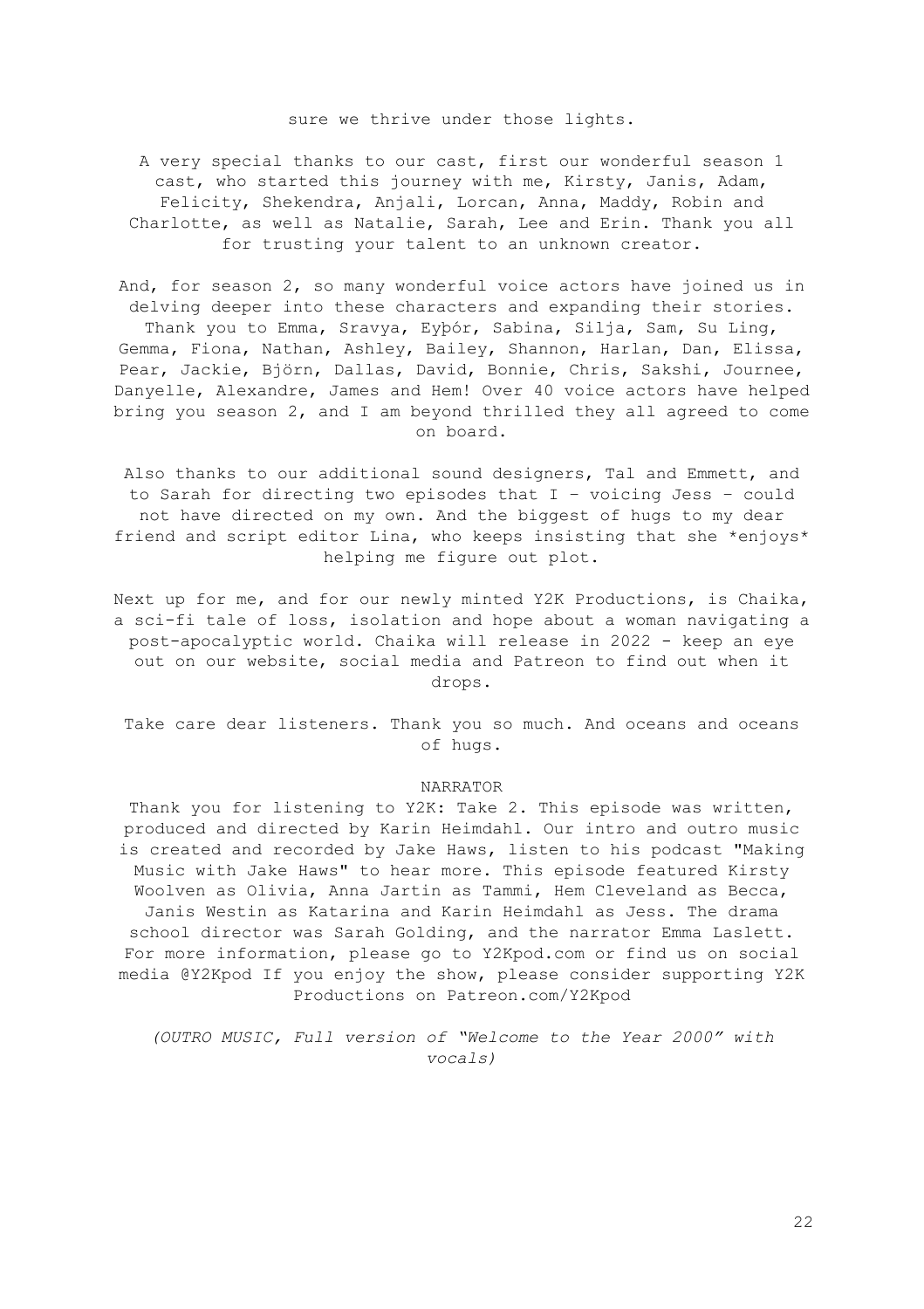sure we thrive under those lights.

A very special thanks to our cast, first our wonderful season 1 cast, who started this journey with me, Kirsty, Janis, Adam, Felicity, Shekendra, Anjali, Lorcan, Anna, Maddy, Robin and Charlotte, as well as Natalie, Sarah, Lee and Erin. Thank you all for trusting your talent to an unknown creator.

And, for season 2, so many wonderful voice actors have joined us in delving deeper into these characters and expanding their stories. Thank you to Emma, Sravya, Eyþór, Sabina, Silja, Sam, Su Ling, Gemma, Fiona, Nathan, Ashley, Bailey, Shannon, Harlan, Dan, Elissa, Pear, Jackie, Björn, Dallas, David, Bonnie, Chris, Sakshi, Journee, Danyelle, Alexandre, James and Hem! Over 40 voice actors have helped bring you season 2, and I am beyond thrilled they all agreed to come on board.

Also thanks to our additional sound designers, Tal and Emmett, and to Sarah for directing two episodes that I – voicing Jess – could not have directed on my own. And the biggest of hugs to my dear friend and script editor Lina, who keeps insisting that she *enjoys* helping me figure out plot.

Next up for me, and for our newly minted Y2K Productions, is Chaika, a sci-fi tale of loss, isolation and hope about a woman navigating a post-apocalyptic world. Chaika will release in 2022 - keep an eye out on our website, social media and Patreon to find out when it drops.

Take care dear listeners. Thank you so much. And oceans and oceans of hugs.

NARRATOR

Thank you for listening to Y2K: Take 2. This episode was written, produced and directed by Karin Heimdahl. Our intro and outro music is created and recorded by Jake Haws, listen to his podcast "Making Music with Jake Haws" to hear more. This episode featured Kirsty Woolven as Olivia, Anna Jartin as Tammi, Hem Cleveland as Becca, Janis Westin as Katarina and Karin Heimdahl as Jess. The drama school director was Sarah Golding, and the narrator Emma Laslett. For more information, please go to Y2Kpod.com or find us on social media @Y2Kpod If you enjoy the show, please consider supporting Y2K Productions on Patreon.com/Y2Kpod

*(OUTRO MUSIC, Full version of "Welcome to the Year 2000" with vocals)*